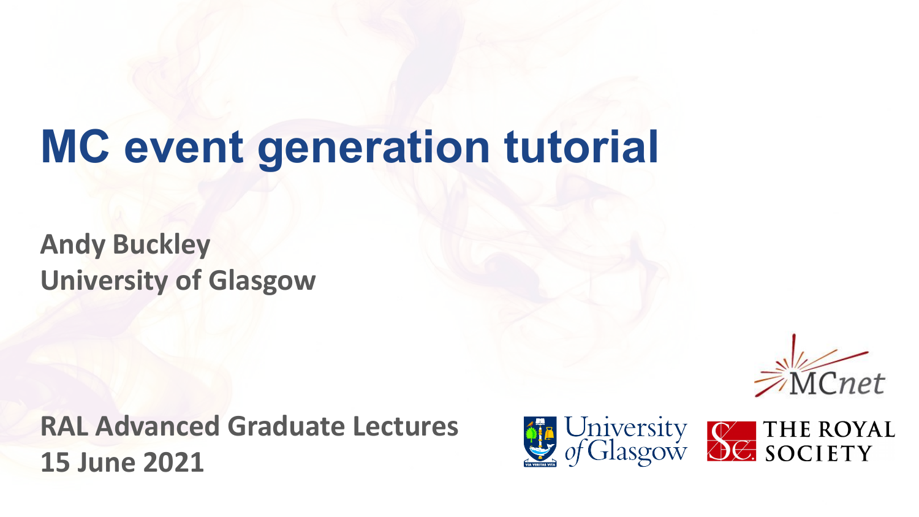# MC event generation tutorial

**Andy Buckley**
**University of Glasgow**

**RAL Advanced Graduate Lectures**
**15 June 2021**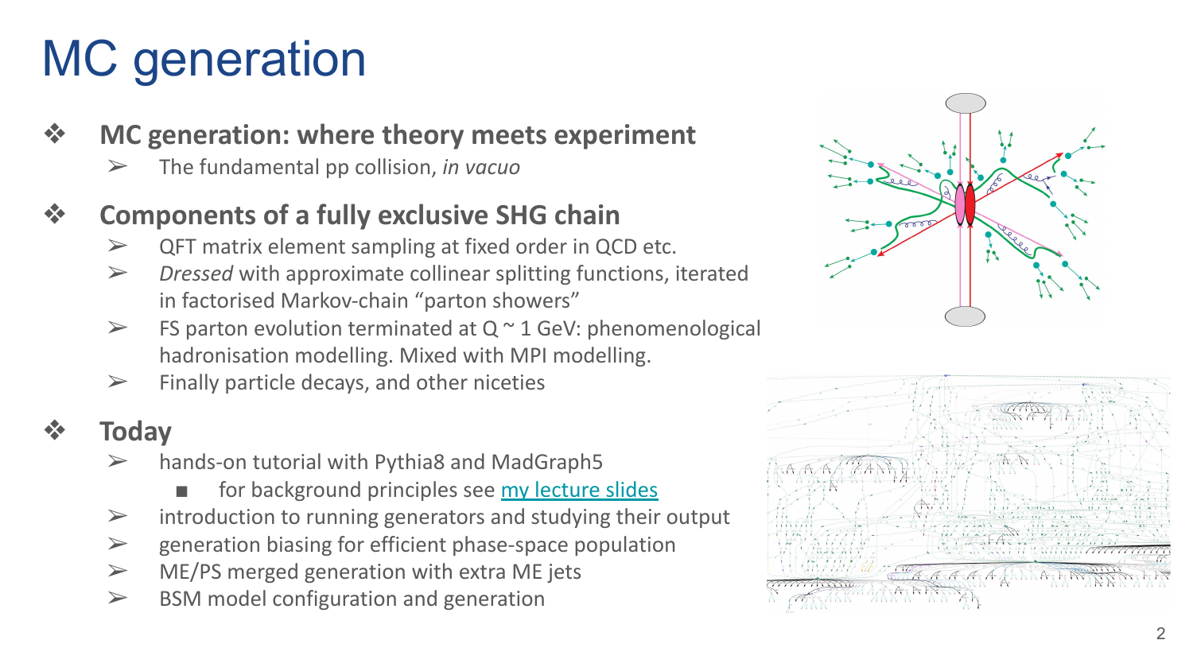# MC generation

- **MC generation: where theory meets experiment**
  - The fundamental pp collision, *in vacuo*
- **Components of a fully exclusive SHG chain**
  - QFT matrix element sampling at fixed order in QCD etc.
  - *Dressed* with approximate collinear splitting functions, iterated in factorised Markov-chain "parton showers"
  - FS parton evolution terminated at Q ~ 1 GeV: phenomenological hadronisation modelling. Mixed with MPI modelling.
  - Finally particle decays, and other niceties
- **Today**
  - hands-on tutorial with Pythia8 and MadGraph5
    - for background principles see my lecture slides
  - introduction to running generators and studying their output
  - generation biasing for efficient phase-space population
  - ME/PS merged generation with extra ME jets
  - BSM model configuration and generation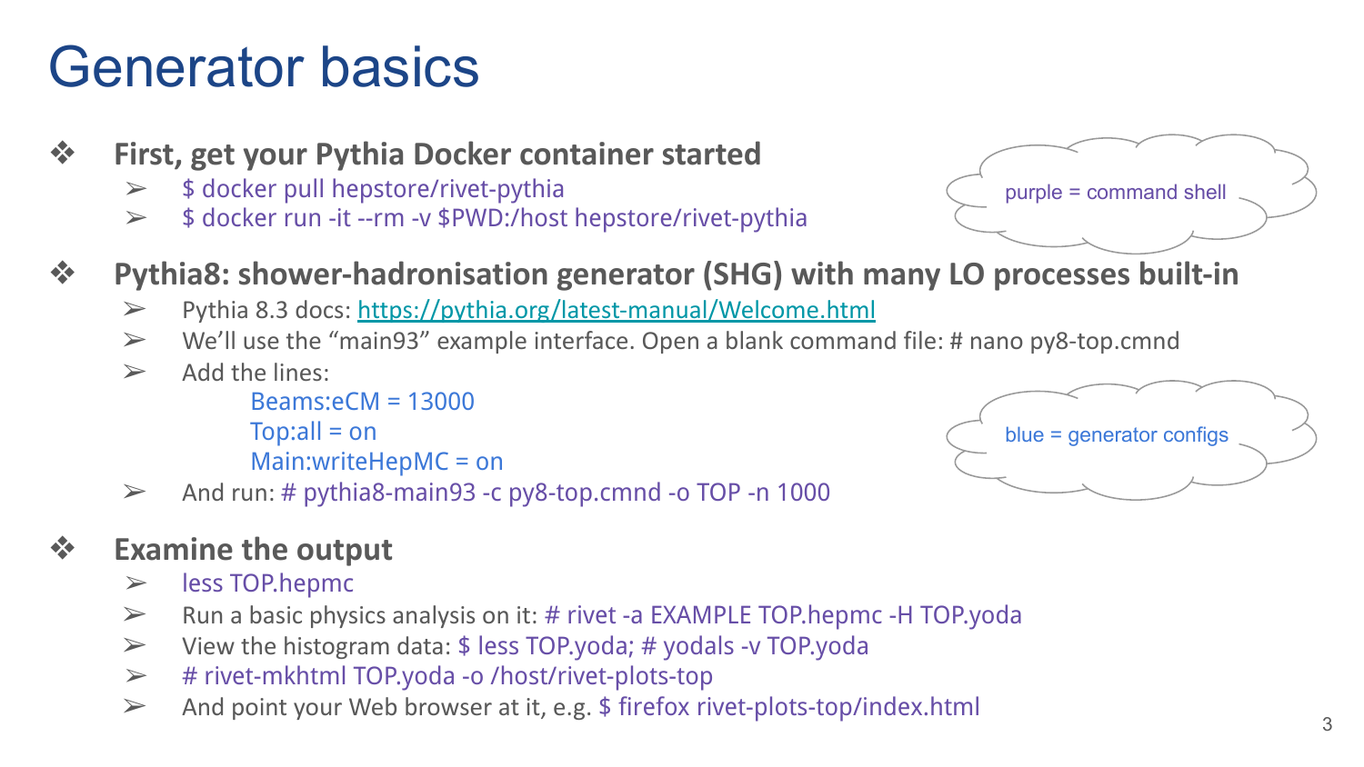# Generator basics

- **First, get your Pythia Docker container started**
  - $ docker pull hepstore/rivet-pythia
  - $ docker run -it --rm -v $PWD:/host hepstore/rivet-pythia

purple = command shell

- **Pythia8: shower-hadronisation generator (SHG) with many LO processes built-in**
  - Pythia 8.3 docs: https://pythia.org/latest-manual/Welcome.html
  - We'll use the "main93" example interface. Open a blank command file: # nano py8-top.cmnd
  - Add the lines:

    ```
    Beams:eCM = 13000
    Top:all = on
    Main:writeHepMC = on
    ```

  - And run: # pythia8-main93 -c py8-top.cmnd -o TOP -n 1000

blue = generator configs

- **Examine the output**
  - less TOP.hepmc
  - Run a basic physics analysis on it: # rivet -a EXAMPLE TOP.hepmc -H TOP.yoda
  - View the histogram data: $ less TOP.yoda; # yodals -v TOP.yoda
  - # rivet-mkhtml TOP.yoda -o /host/rivet-plots-top
  - And point your Web browser at it, e.g. $ firefox rivet-plots-top/index.html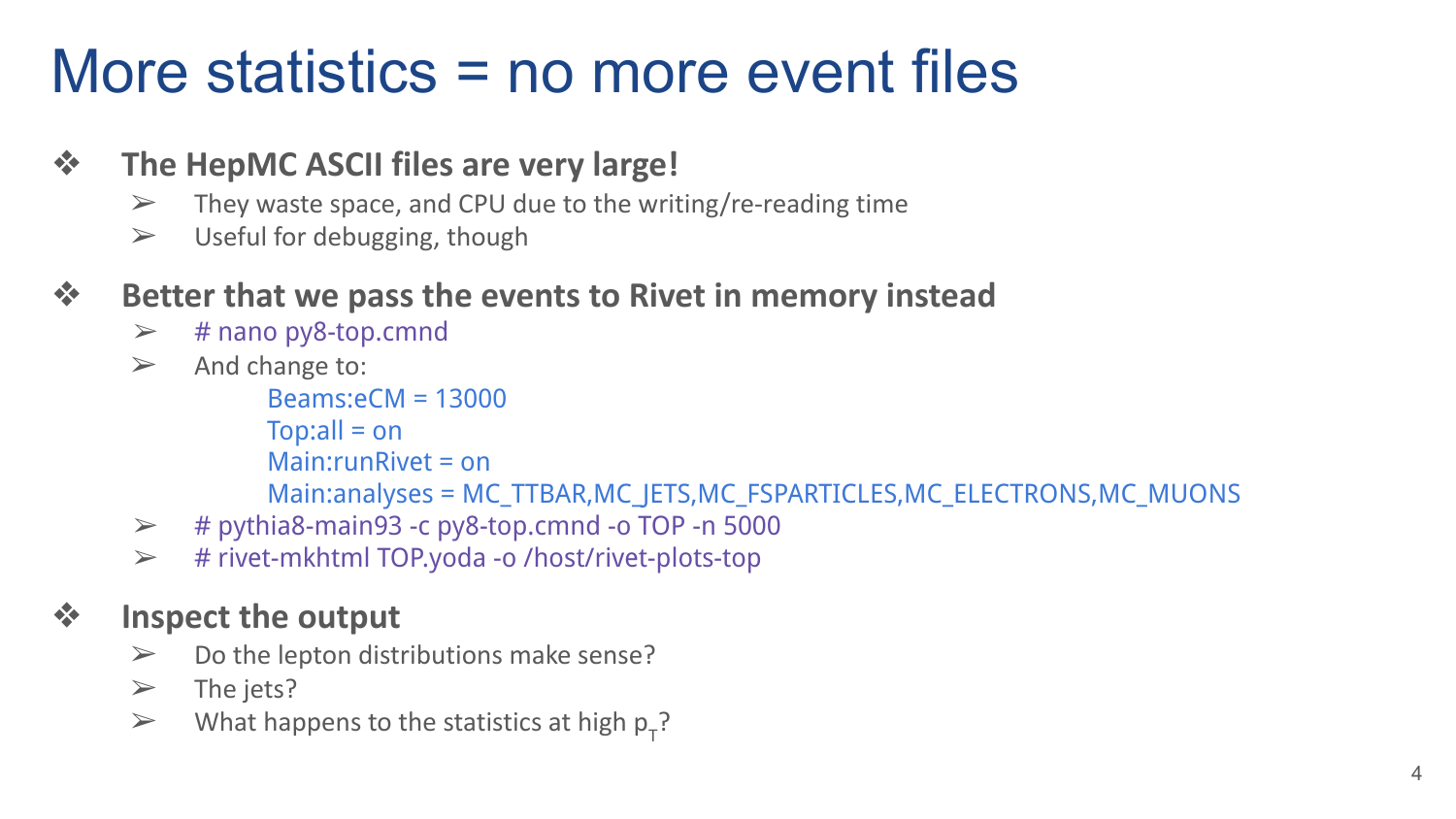# More statistics = no more event files

- **The HepMC ASCII files are very large!**
  - They waste space, and CPU due to the writing/re-reading time
  - Useful for debugging, though

- **Better that we pass the events to Rivet in memory instead**
  - # nano py8-top.cmnd
  - And change to:

    ```
    Beams:eCM = 13000
    Top:all = on
    Main:runRivet = on
    Main:analyses = MC_TTBAR,MC_JETS,MC_FSPARTICLES,MC_ELECTRONS,MC_MUONS
    ```

  - # pythia8-main93 -c py8-top.cmnd -o TOP -n 5000
  - # rivet-mkhtml TOP.yoda -o /host/rivet-plots-top

- **Inspect the output**
  - Do the lepton distributions make sense?
  - The jets?
  - What happens to the statistics at high $p_T$?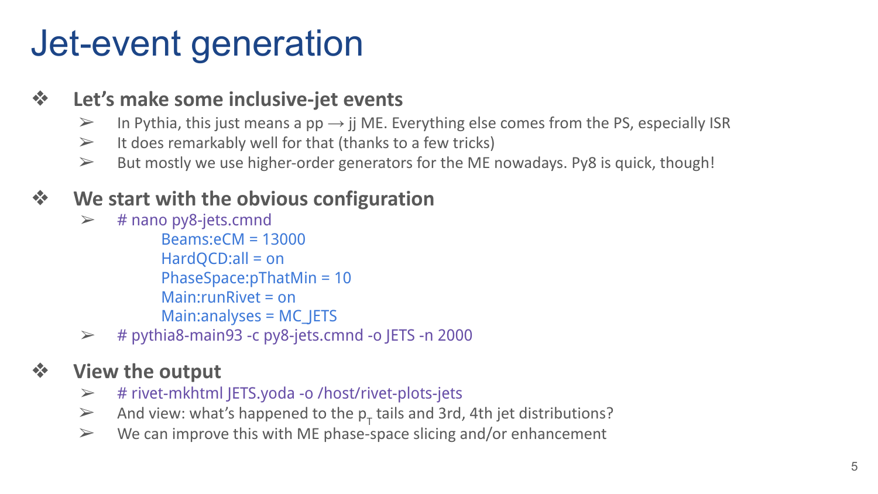# Jet-event generation

- **Let's make some inclusive-jet events**
  - In Pythia, this just means a pp → jj ME. Everything else comes from the PS, especially ISR
  - It does remarkably well for that (thanks to a few tricks)
  - But mostly we use higher-order generators for the ME nowadays. Py8 is quick, though!

- **We start with the obvious configuration**
  - `# nano py8-jets.cmnd`
    ```
    Beams:eCM = 13000
    HardQCD:all = on
    PhaseSpace:pThatMin = 10
    Main:runRivet = on
    Main:analyses = MC_JETS
    ```
  - `# pythia8-main93 -c py8-jets.cmnd -o JETS -n 2000`

- **View the output**
  - `# rivet-mkhtml JETS.yoda -o /host/rivet-plots-jets`
  - And view: what's happened to the $p_T$ tails and 3rd, 4th jet distributions?
  - We can improve this with ME phase-space slicing and/or enhancement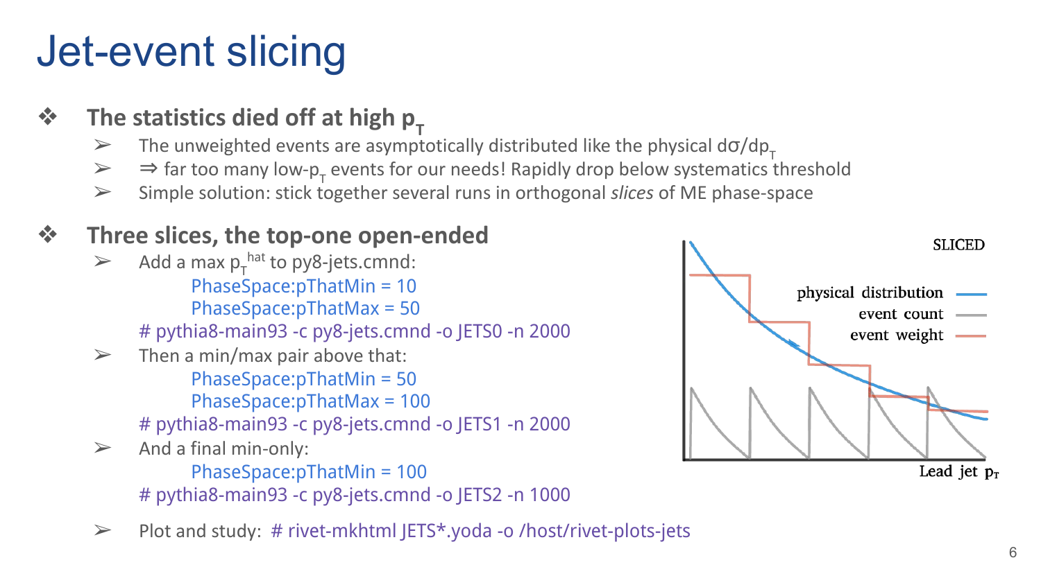# Jet-event slicing

- **The statistics died off at high $p_T$**
  - The unweighted events are asymptotically distributed like the physical $d\sigma/dp_T$
  - ⇒ far too many low-$p_T$ events for our needs! Rapidly drop below systematics threshold
  - Simple solution: stick together several runs in orthogonal *slices* of ME phase-space

- **Three slices, the top-one open-ended**
  - Add a max $p_T^{hat}$ to py8-jets.cmnd:

    ```
    PhaseSpace:pThatMin = 10
    PhaseSpace:pThatMax = 50
    ```

    ```
    # pythia8-main93 -c py8-jets.cmnd -o JETS0 -n 2000
    ```
  - Then a min/max pair above that:

    ```
    PhaseSpace:pThatMin = 50
    PhaseSpace:pThatMax = 100
    ```

    ```
    # pythia8-main93 -c py8-jets.cmnd -o JETS1 -n 2000
    ```
  - And a final min-only:

    ```
    PhaseSpace:pThatMin = 100
    ```

    ```
    # pythia8-main93 -c py8-jets.cmnd -o JETS2 -n 1000
    ```

SLICED

physical distribution

event count

event weight

Lead jet $p_T$

- Plot and study: `# rivet-mkhtml JETS*.yoda -o /host/rivet-plots-jets`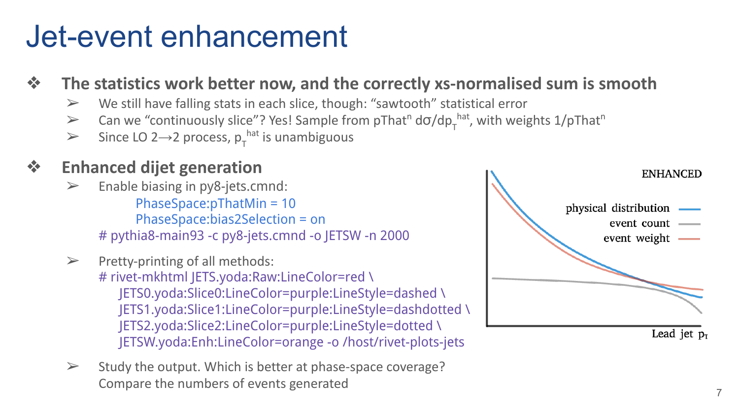# Jet-event enhancement

- **The statistics work better now, and the correctly xs-normalised sum is smooth**
  - We still have falling stats in each slice, though: “sawtooth” statistical error
  - Can we “continuously slice”? Yes! Sample from $\mathrm{pThat}^n \, d\sigma/dp_T^{hat}$, with weights $1/\mathrm{pThat}^n$
  - Since LO 2→2 process, $p_T^{hat}$ is unambiguous

- **Enhanced dijet generation**
  - Enable biasing in py8-jets.cmnd:
    ```
    PhaseSpace:pThatMin = 10
    PhaseSpace:bias2Selection = on
    ```
    ```
    # pythia8-main93 -c py8-jets.cmnd -o JETSW -n 2000
    ```
  - Pretty-printing of all methods:
    ```
    # rivet-mkhtml JETS.yoda:Raw:LineColor=red \
        JETS0.yoda:Slice0:LineColor=purple:LineStyle=dashed \
        JETS1.yoda:Slice1:LineColor=purple:LineStyle=dashdotted \
        JETS2.yoda:Slice2:LineColor=purple:LineStyle=dotted \
        JETSW.yoda:Enh:LineColor=orange -o /host/rivet-plots-jets
    ```
  - Study the output. Which is better at phase-space coverage? Compare the numbers of events generated

ENHANCED

physical distribution
event count
event weight

Lead jet $p_T$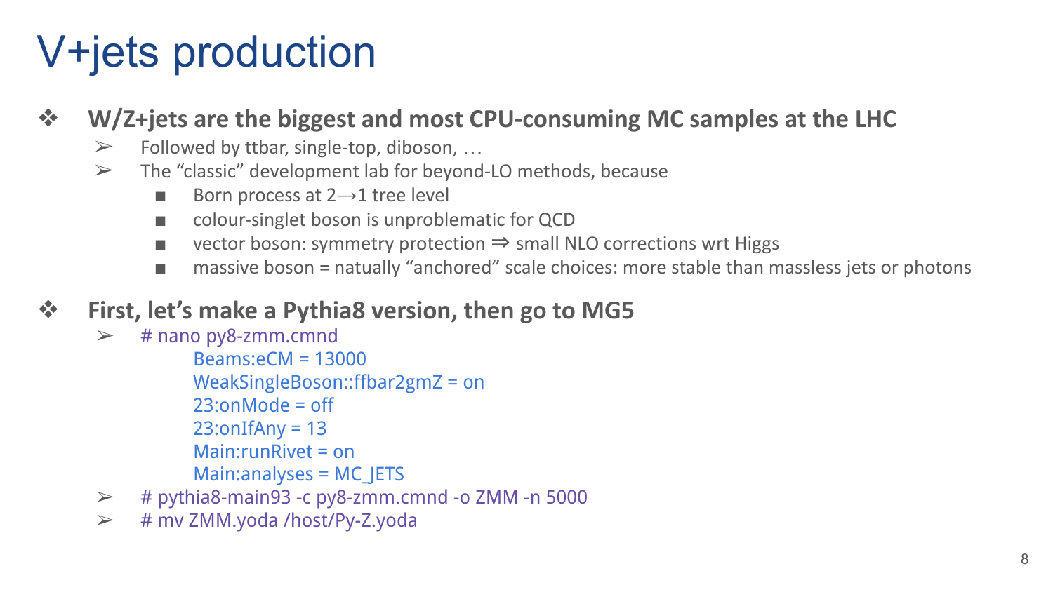# V+jets production

- **W/Z+jets are the biggest and most CPU-consuming MC samples at the LHC**
  - Followed by ttbar, single-top, diboson, …
  - The "classic" development lab for beyond-LO methods, because
    - Born process at 2→1 tree level
    - colour-singlet boson is unproblematic for QCD
    - vector boson: symmetry protection ⇒ small NLO corrections wrt Higgs
    - massive boson = natually "anchored" scale choices: more stable than massless jets or photons

- **First, let's make a Pythia8 version, then go to MG5**
  - # nano py8-zmm.cmnd

    ```
    Beams:eCM = 13000
    WeakSingleBoson::ffbar2gmZ = on
    23:onMode = off
    23:onIfAny = 13
    Main:runRivet = on
    Main:analyses = MC_JETS
    ```

  - # pythia8-main93 -c py8-zmm.cmnd -o ZMM -n 5000
  - # mv ZMM.yoda /host/Py-Z.yoda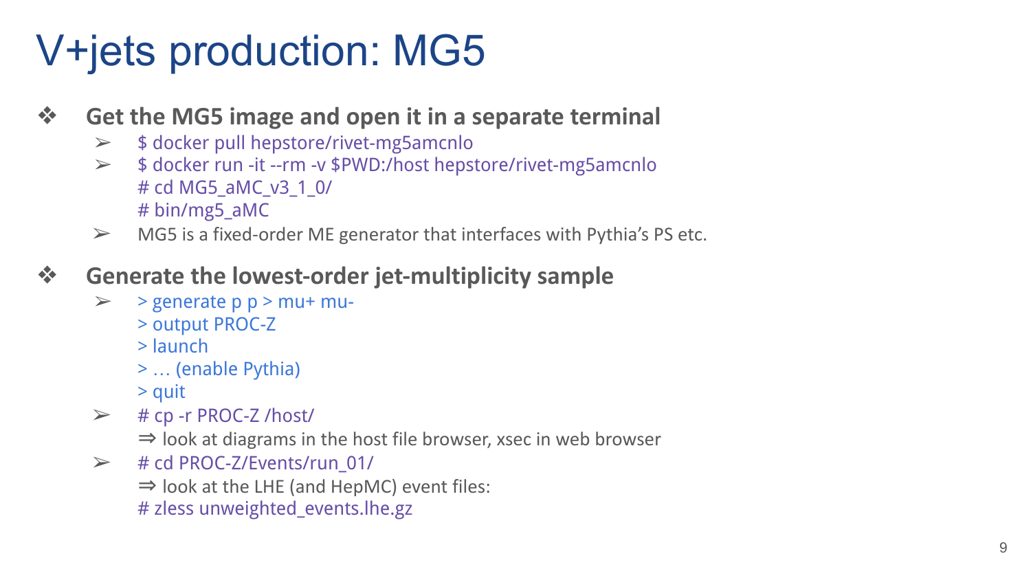# V+jets production: MG5

- **Get the MG5 image and open it in a separate terminal**
  - `$ docker pull hepstore/rivet-mg5amcnlo`
  - `$ docker run -it --rm -v $PWD:/host hepstore/rivet-mg5amcnlo`
    `# cd MG5_aMC_v3_1_0/`
    `# bin/mg5_aMC`
  - MG5 is a fixed-order ME generator that interfaces with Pythia's PS etc.

- **Generate the lowest-order jet-multiplicity sample**
  - `> generate p p > mu+ mu-`
    `> output PROC-Z`
    `> launch`
    `> … (enable Pythia)`
    `> quit`
  - `# cp -r PROC-Z /host/`
    ⇒ look at diagrams in the host file browser, xsec in web browser
  - `# cd PROC-Z/Events/run_01/`
    ⇒ look at the LHE (and HepMC) event files:
    `# zless unweighted_events.lhe.gz`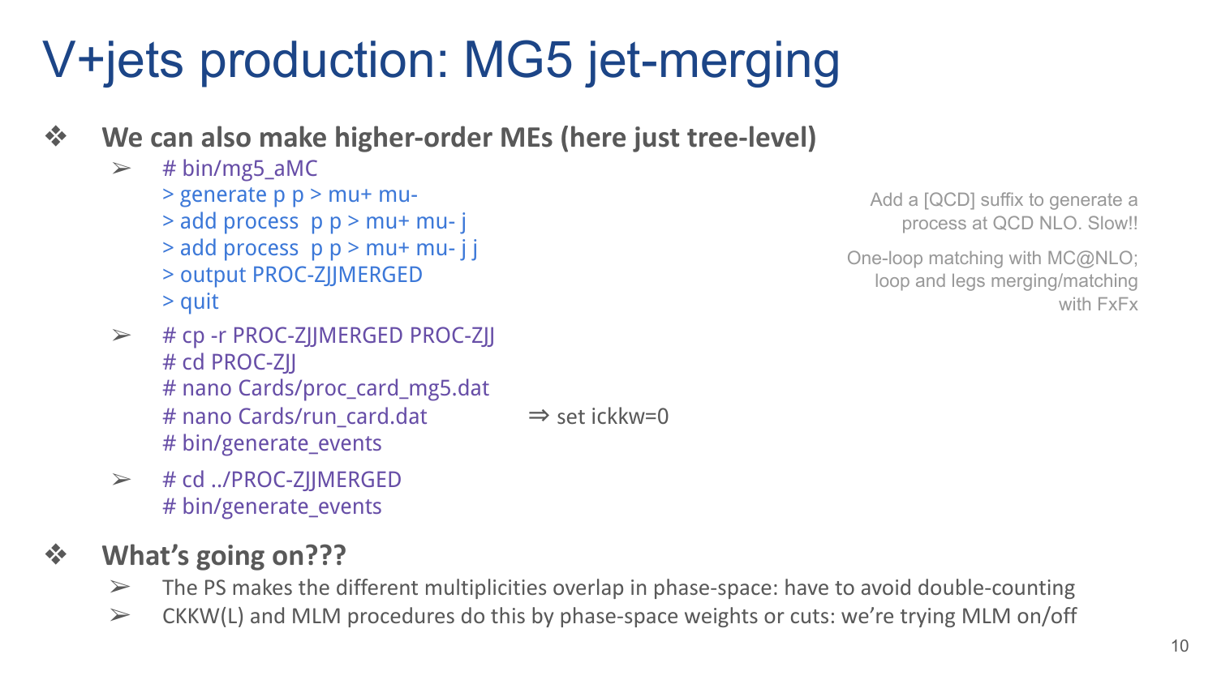# V+jets production: MG5 jet-merging

- **We can also make higher-order MEs (here just tree-level)**
  - ```
    # bin/mg5_aMC
    > generate p p > mu+ mu-
    > add process  p p > mu+ mu- j
    > add process  p p > mu+ mu- j j
    > output PROC-ZJJMERGED
    > quit
    ```
  - ```
    # cp -r PROC-ZJJMERGED PROC-ZJJ
    # cd PROC-ZJJ
    # nano Cards/proc_card_mg5.dat
    # nano Cards/run_card.dat
    # bin/generate_events
    ```
    ⇒ set ickkw=0
  - ```
    # cd ../PROC-ZJJMERGED
    # bin/generate_events
    ```

Add a [QCD] suffix to generate a process at QCD NLO. Slow!!

One-loop matching with MC@NLO; loop and legs merging/matching with FxFx

- **What's going on???**
  - The PS makes the different multiplicities overlap in phase-space: have to avoid double-counting
  - CKKW(L) and MLM procedures do this by phase-space weights or cuts: we're trying MLM on/off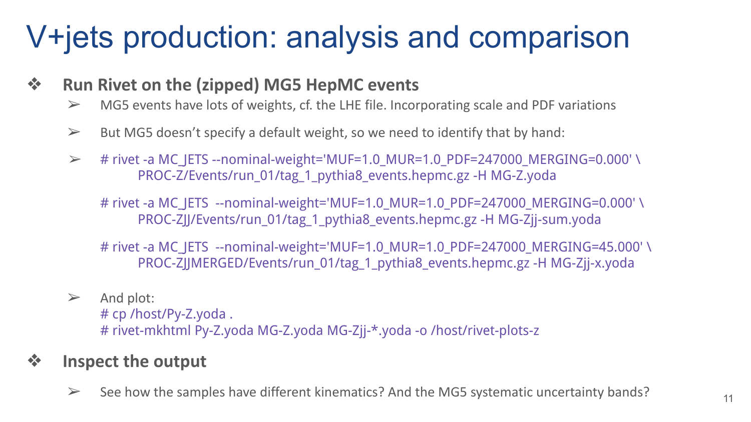# V+jets production: analysis and comparison

- **Run Rivet on the (zipped) MG5 HepMC events**
  - MG5 events have lots of weights, cf. the LHE file. Incorporating scale and PDF variations
  - But MG5 doesn't specify a default weight, so we need to identify that by hand:
  - ```
    # rivet -a MC_JETS --nominal-weight='MUF=1.0_MUR=1.0_PDF=247000_MERGING=0.000' \
          PROC-Z/Events/run_01/tag_1_pythia8_events.hepmc.gz -H MG-Z.yoda

    # rivet -a MC_JETS  --nominal-weight='MUF=1.0_MUR=1.0_PDF=247000_MERGING=0.000' \
          PROC-ZJJ/Events/run_01/tag_1_pythia8_events.hepmc.gz -H MG-Zjj-sum.yoda

    # rivet -a MC_JETS  --nominal-weight='MUF=1.0_MUR=1.0_PDF=247000_MERGING=45.000' \
          PROC-ZJJMERGED/Events/run_01/tag_1_pythia8_events.hepmc.gz -H MG-Zjj-x.yoda
    ```
  - And plot:
    ```
    # cp /host/Py-Z.yoda .
    # rivet-mkhtml Py-Z.yoda MG-Z.yoda MG-Zjj-*.yoda -o /host/rivet-plots-z
    ```
- **Inspect the output**
  - See how the samples have different kinematics? And the MG5 systematic uncertainty bands?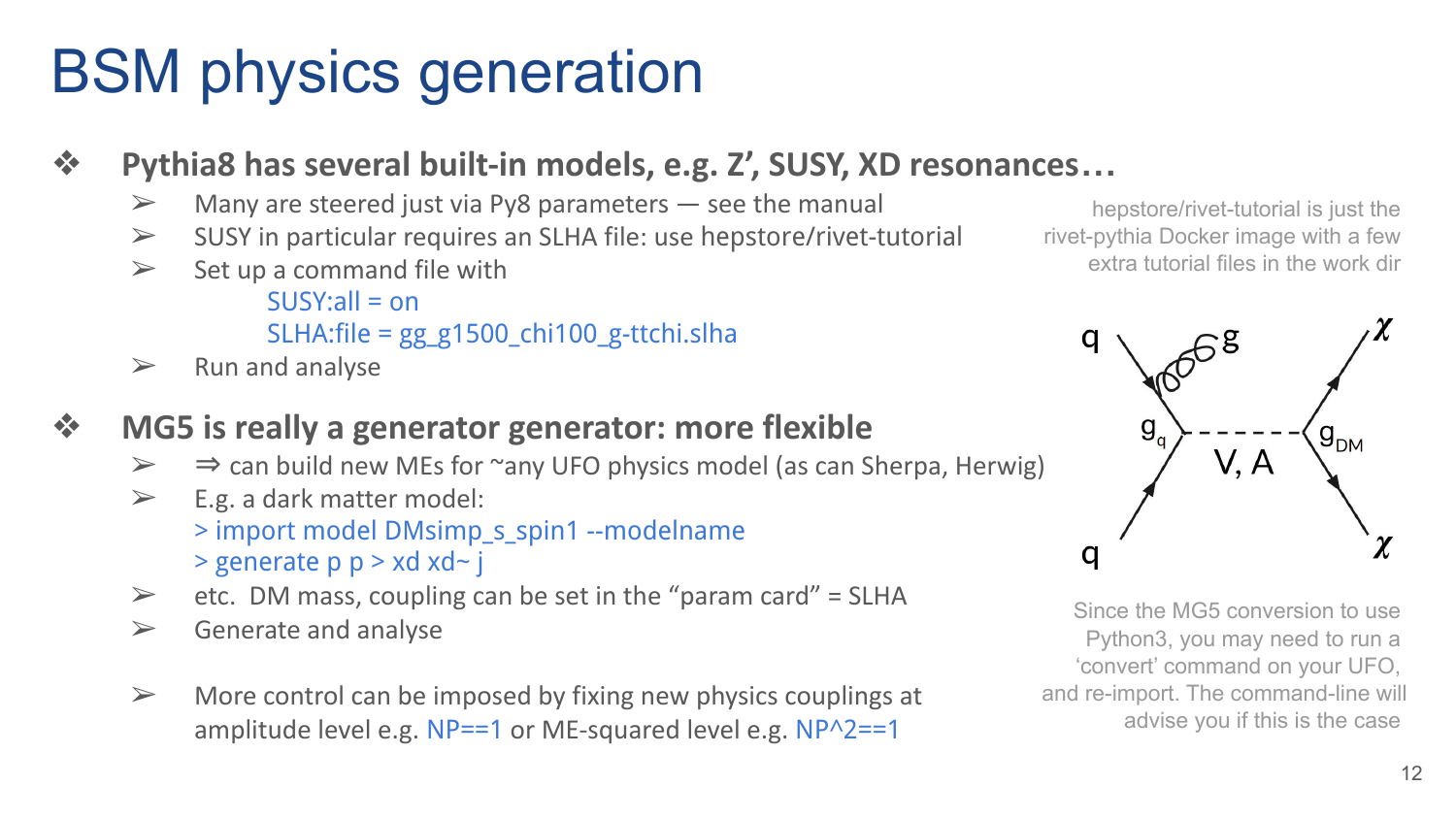# BSM physics generation

- **Pythia8 has several built-in models, e.g. Z', SUSY, XD resonances…**
  - Many are steered just via Py8 parameters — see the manual
  - SUSY in particular requires an SLHA file: use hepstore/rivet-tutorial
  - Set up a command file with

    ```
    SUSY:all = on
    SLHA:file = gg_g1500_chi100_g-ttchi.slha
    ```

  - Run and analyse

hepstore/rivet-tutorial is just the rivet-pythia Docker image with a few extra tutorial files in the work dir

- **MG5 is really a generator generator: more flexible**
  - ⇒ can build new MEs for ~any UFO physics model (as can Sherpa, Herwig)
  - E.g. a dark matter model:

    ```
    > import model DMsimp_s_spin1 --modelname
    > generate p p > xd xd~ j
    ```

  - etc. DM mass, coupling can be set in the "param card" = SLHA
  - Generate and analyse
  - More control can be imposed by fixing new physics couplings at amplitude level e.g. NP==1 or ME-squared level e.g. NP^2==1

Since the MG5 conversion to use Python3, you may need to run a 'convert' command on your UFO, and re-import. The command-line will advise you if this is the case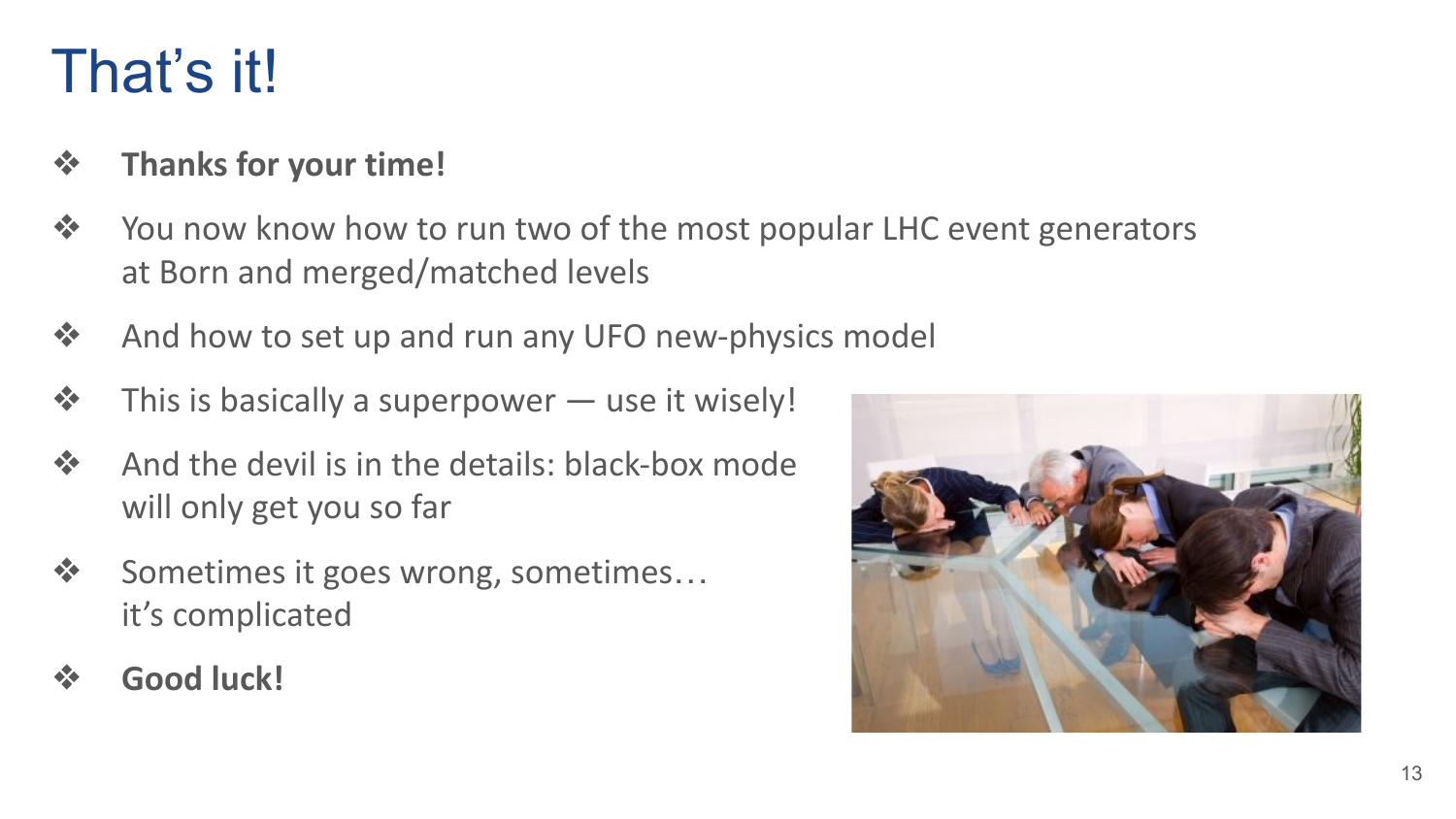# That's it!

- **Thanks for your time!**
- You now know how to run two of the most popular LHC event generators at Born and merged/matched levels
- And how to set up and run any UFO new-physics model
- This is basically a superpower — use it wisely!
- And the devil is in the details: black-box mode will only get you so far
- Sometimes it goes wrong, sometimes… it's complicated
- **Good luck!**